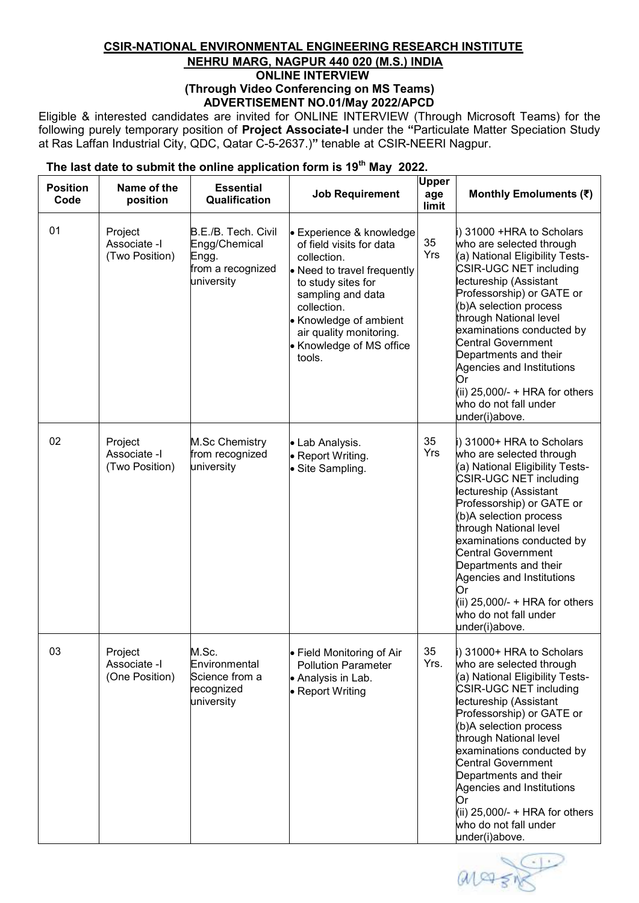# CSIR-NATIONAL ENVIRONMENTAL ENGINEERING RESEARCH INSTITUTE

## NEHRU MARG, NAGPUR 440 020 (M.S.) INDIA

### ONLINE INTERVIEW

### (Through Video Conferencing on MS Teams)

### ADVERTISEMENT NO.01/May 2022/APCD

Eligible & interested candidates are invited for ONLINE INTERVIEW (Through Microsoft Teams) for the following purely temporary position of **Project Associate-I** under the **"**Particulate Matter Speciation Study at Ras Laffan Industrial City, QDC, Qatar C-5-2637.)**"** tenable at CSIR-NEERI Nagpur.

**The last date to submit the online application form is 19th May 2022.**

| Position Code | Name of the position | Essential Qualification | Job Requirement | Upper age limit | Monthly Emoluments (₹) |
|---|---|---|---|---|---|
| 01 | Project Associate -I (Two Position) | B.E./B. Tech. Civil Engg/Chemical Engg. from a recognized university | • Experience & knowledge of field visits for data collection.<br>• Need to travel frequently to study sites for sampling and data collection.<br>• Knowledge of ambient air quality monitoring.<br>• Knowledge of MS office tools. | 35 Yrs | i) 31000 +HRA to Scholars who are selected through (a) National Eligibility Tests-CSIR-UGC NET including lectureship (Assistant Professorship) or GATE or (b)A selection process through National level examinations conducted by Central Government Departments and their Agencies and Institutions Or (ii) 25,000/- + HRA for others who do not fall under under(i)above. |
| 02 | Project Associate -I (Two Position) | M.Sc Chemistry from recognized university | • Lab Analysis.<br>• Report Writing.<br>• Site Sampling. | 35 Yrs | i) 31000+ HRA to Scholars who are selected through (a) National Eligibility Tests-CSIR-UGC NET including lectureship (Assistant Professorship) or GATE or (b)A selection process through National level examinations conducted by Central Government Departments and their Agencies and Institutions Or (ii) 25,000/- + HRA for others who do not fall under under(i)above. |
| 03 | Project Associate -I (One Position) | M.Sc. Environmental Science from a recognized university | • Field Monitoring of Air Pollution Parameter<br>• Analysis in Lab.<br>• Report Writing | 35 Yrs. | i) 31000+ HRA to Scholars who are selected through (a) National Eligibility Tests-CSIR-UGC NET including lectureship (Assistant Professorship) or GATE or (b)A selection process through National level examinations conducted by Central Government Departments and their Agencies and Institutions Or (ii) 25,000/- + HRA for others who do not fall under under(i)above. |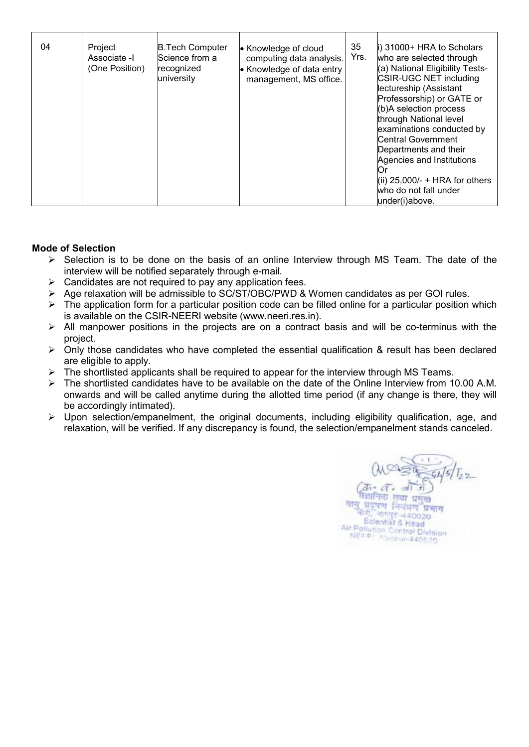| | | | | | |
|---|---|---|---|---|---|
| 04 | Project Associate -I (One Position) | B.Tech Computer Science from a recognized university | • Knowledge of cloud computing data analysis. • Knowledge of data entry management, MS office. | 35 Yrs. | i) 31000+ HRA to Scholars who are selected through (a) National Eligibility Tests- CSIR-UGC NET including lectureship (Assistant Professorship) or GATE or (b)A selection process through National level examinations conducted by Central Government Departments and their Agencies and Institutions Or (ii) 25,000/- + HRA for others who do not fall under under(i)above. |

**Mode of Selection**

- Selection is to be done on the basis of an online Interview through MS Team. The date of the interview will be notified separately through e-mail.
- Candidates are not required to pay any application fees.
- Age relaxation will be admissible to SC/ST/OBC/PWD & Women candidates as per GOI rules.
- The application form for a particular position code can be filled online for a particular position which is available on the CSIR-NEERI website (www.neeri.res.in).
- All manpower positions in the projects are on a contract basis and will be co-terminus with the project.
- Only those candidates who have completed the essential qualification & result has been declared are eligible to apply.
- The shortlisted applicants shall be required to appear for the interview through MS Teams.
- The shortlisted candidates have to be available on the date of the Online Interview from 10.00 A.M. onwards and will be called anytime during the allotted time period (if any change is there, they will be accordingly intimated).
- Upon selection/empanelment, the original documents, including eligibility qualification, age, and relaxation, will be verified. If any discrepancy is found, the selection/empanelment stands canceled.

24/5/22

वैज्ञानिक तथा प्रमुख
वायु प्रदूषण नियंत्रण प्रभाग
नीरी, नागपुर-440020
Scientist & Head
Air Pollution Control Division
NEERI Nagpur-440020